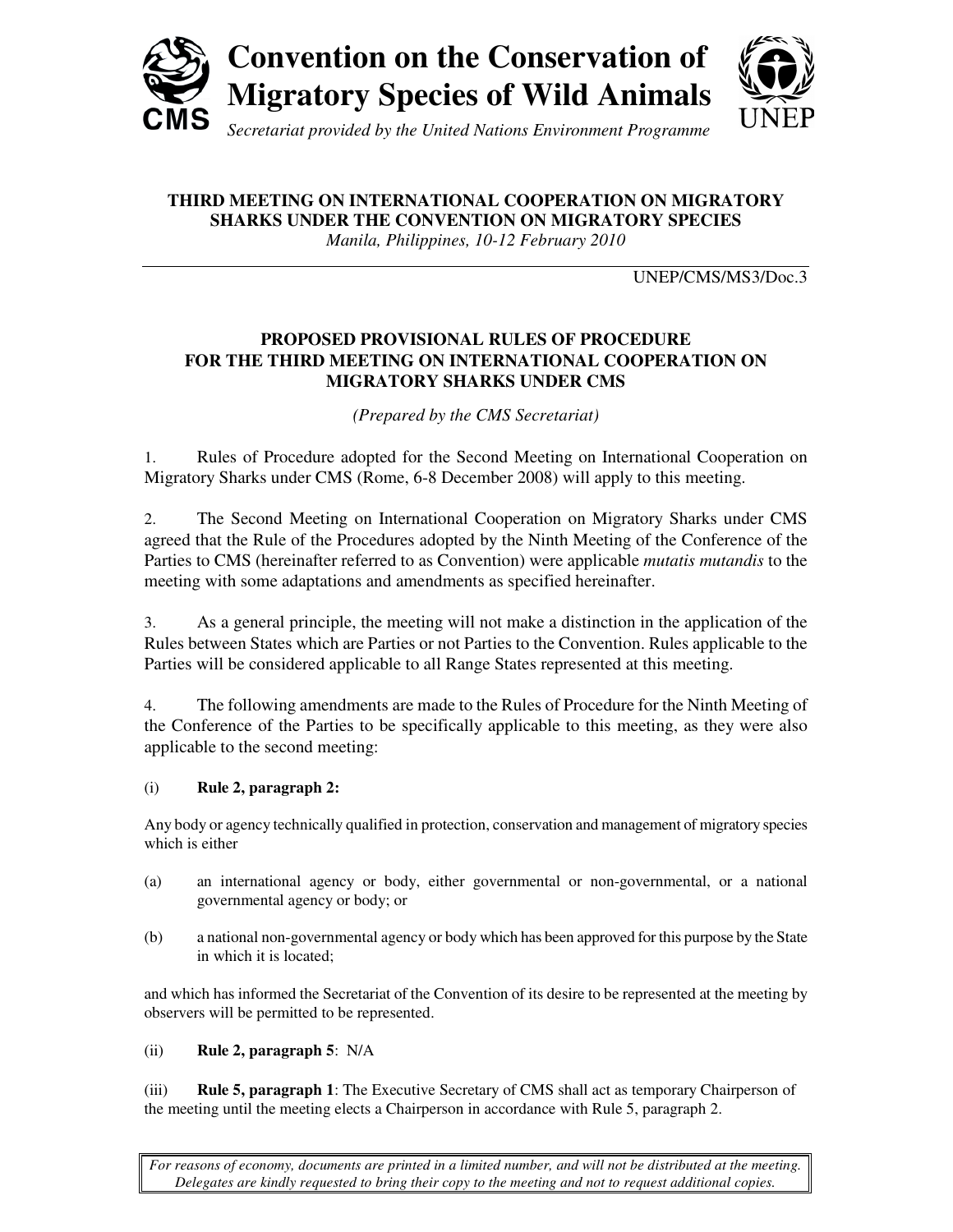# Convention on the Conservation of Migratory Species of Wild Animals

*Secretariat provided by the United Nations Environment Programme*

**THIRD MEETING ON INTERNATIONAL COOPERATION ON MIGRATORY SHARKS UNDER THE CONVENTION ON MIGRATORY SPECIES**

*Manila, Philippines, 10-12 February 2010*

UNEP/CMS/MS3/Doc.3

## PROPOSED PROVISIONAL RULES OF PROCEDURE FOR THE THIRD MEETING ON INTERNATIONAL COOPERATION ON MIGRATORY SHARKS UNDER CMS

*(Prepared by the CMS Secretariat)*

1. Rules of Procedure adopted for the Second Meeting on International Cooperation on Migratory Sharks under CMS (Rome, 6-8 December 2008) will apply to this meeting.

2. The Second Meeting on International Cooperation on Migratory Sharks under CMS agreed that the Rule of the Procedures adopted by the Ninth Meeting of the Conference of the Parties to CMS (hereinafter referred to as Convention) were applicable *mutatis mutandis* to the meeting with some adaptations and amendments as specified hereinafter.

3. As a general principle, the meeting will not make a distinction in the application of the Rules between States which are Parties or not Parties to the Convention. Rules applicable to the Parties will be considered applicable to all Range States represented at this meeting.

4. The following amendments are made to the Rules of Procedure for the Ninth Meeting of the Conference of the Parties to be specifically applicable to this meeting, as they were also applicable to the second meeting:

(i) **Rule 2, paragraph 2:**

Any body or agency technically qualified in protection, conservation and management of migratory species which is either

(a) an international agency or body, either governmental or non-governmental, or a national governmental agency or body; or

(b) a national non-governmental agency or body which has been approved for this purpose by the State in which it is located;

and which has informed the Secretariat of the Convention of its desire to be represented at the meeting by observers will be permitted to be represented.

(ii) **Rule 2, paragraph 5**: N/A

(iii) **Rule 5, paragraph 1**: The Executive Secretary of CMS shall act as temporary Chairperson of the meeting until the meeting elects a Chairperson in accordance with Rule 5, paragraph 2.

*For reasons of economy, documents are printed in a limited number, and will not be distributed at the meeting. Delegates are kindly requested to bring their copy to the meeting and not to request additional copies.*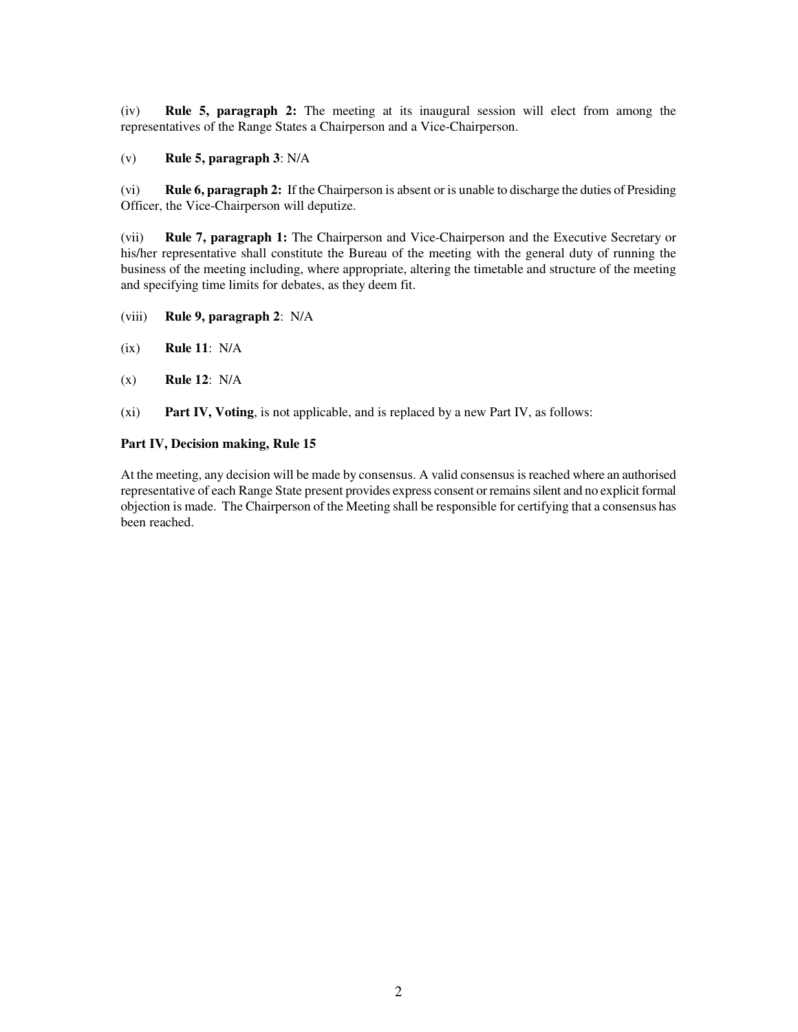(iv) **Rule 5, paragraph 2:** The meeting at its inaugural session will elect from among the representatives of the Range States a Chairperson and a Vice-Chairperson.

(v) **Rule 5, paragraph 3**: N/A

(vi) **Rule 6, paragraph 2:** If the Chairperson is absent or is unable to discharge the duties of Presiding Officer, the Vice-Chairperson will deputize.

(vii) **Rule 7, paragraph 1:** The Chairperson and Vice-Chairperson and the Executive Secretary or his/her representative shall constitute the Bureau of the meeting with the general duty of running the business of the meeting including, where appropriate, altering the timetable and structure of the meeting and specifying time limits for debates, as they deem fit.

(viii) **Rule 9, paragraph 2**: N/A

(ix) **Rule 11**: N/A

(x) **Rule 12**: N/A

(xi) **Part IV, Voting**, is not applicable, and is replaced by a new Part IV, as follows:

**Part IV, Decision making, Rule 15**

At the meeting, any decision will be made by consensus. A valid consensus is reached where an authorised representative of each Range State present provides express consent or remains silent and no explicit formal objection is made. The Chairperson of the Meeting shall be responsible for certifying that a consensus has been reached.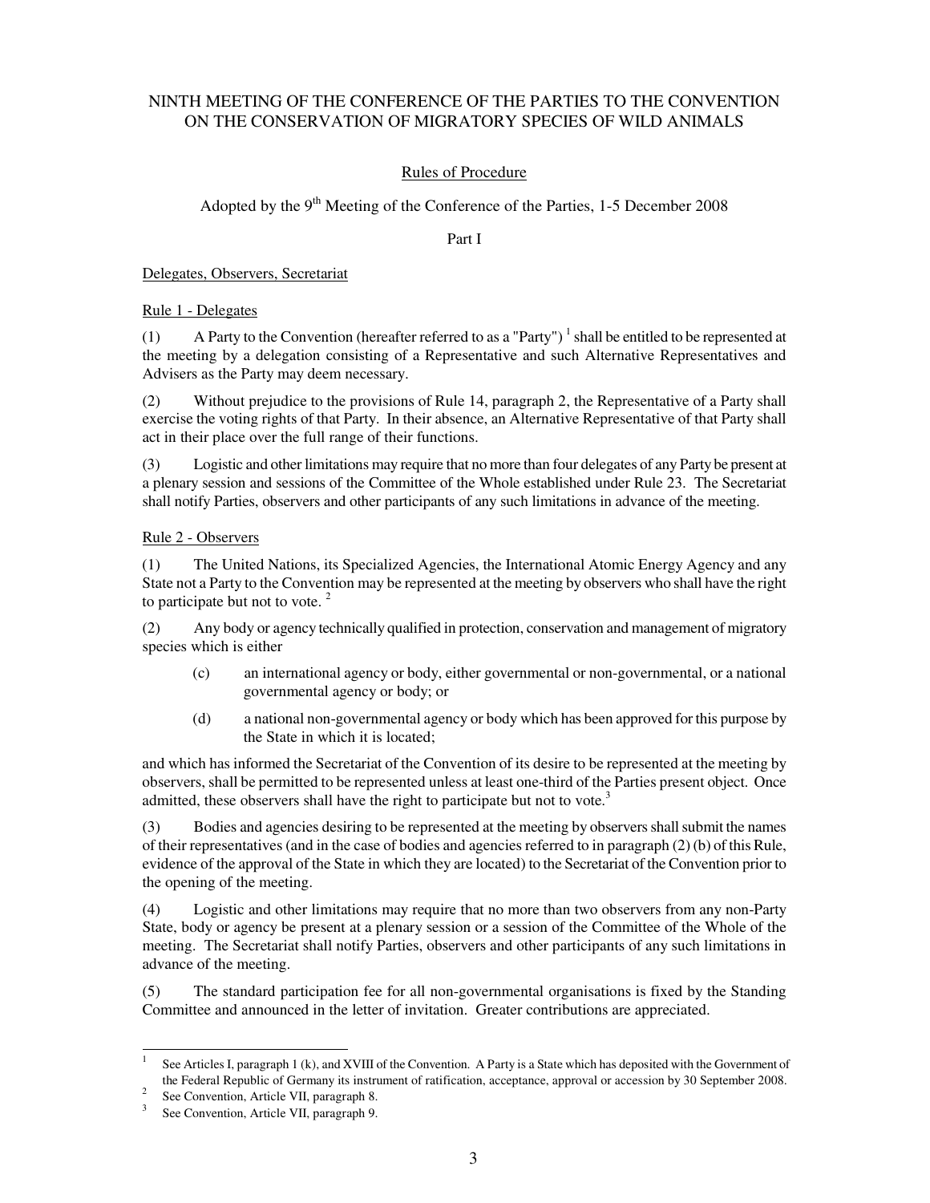NINTH MEETING OF THE CONFERENCE OF THE PARTIES TO THE CONVENTION ON THE CONSERVATION OF MIGRATORY SPECIES OF WILD ANIMALS

Rules of Procedure

Adopted by the 9th Meeting of the Conference of the Parties, 1-5 December 2008

Part I

Delegates, Observers, Secretariat

Rule 1 - Delegates

(1) A Party to the Convention (hereafter referred to as a "Party") [1] shall be entitled to be represented at the meeting by a delegation consisting of a Representative and such Alternative Representatives and Advisers as the Party may deem necessary.

(2) Without prejudice to the provisions of Rule 14, paragraph 2, the Representative of a Party shall exercise the voting rights of that Party. In their absence, an Alternative Representative of that Party shall act in their place over the full range of their functions.

(3) Logistic and other limitations may require that no more than four delegates of any Party be present at a plenary session and sessions of the Committee of the Whole established under Rule 23. The Secretariat shall notify Parties, observers and other participants of any such limitations in advance of the meeting.

Rule 2 - Observers

(1) The United Nations, its Specialized Agencies, the International Atomic Energy Agency and any State not a Party to the Convention may be represented at the meeting by observers who shall have the right to participate but not to vote. [2]

(2) Any body or agency technically qualified in protection, conservation and management of migratory species which is either

(c) an international agency or body, either governmental or non-governmental, or a national governmental agency or body; or

(d) a national non-governmental agency or body which has been approved for this purpose by the State in which it is located;

and which has informed the Secretariat of the Convention of its desire to be represented at the meeting by observers, shall be permitted to be represented unless at least one-third of the Parties present object. Once admitted, these observers shall have the right to participate but not to vote.[3]

(3) Bodies and agencies desiring to be represented at the meeting by observers shall submit the names of their representatives (and in the case of bodies and agencies referred to in paragraph (2) (b) of this Rule, evidence of the approval of the State in which they are located) to the Secretariat of the Convention prior to the opening of the meeting.

(4) Logistic and other limitations may require that no more than two observers from any non-Party State, body or agency be present at a plenary session or a session of the Committee of the Whole of the meeting. The Secretariat shall notify Parties, observers and other participants of any such limitations in advance of the meeting.

(5) The standard participation fee for all non-governmental organisations is fixed by the Standing Committee and announced in the letter of invitation. Greater contributions are appreciated.

---

[1] See Articles I, paragraph 1 (k), and XVIII of the Convention. A Party is a State which has deposited with the Government of the Federal Republic of Germany its instrument of ratification, acceptance, approval or accession by 30 September 2008.

[2] See Convention, Article VII, paragraph 8.

[3] See Convention, Article VII, paragraph 9.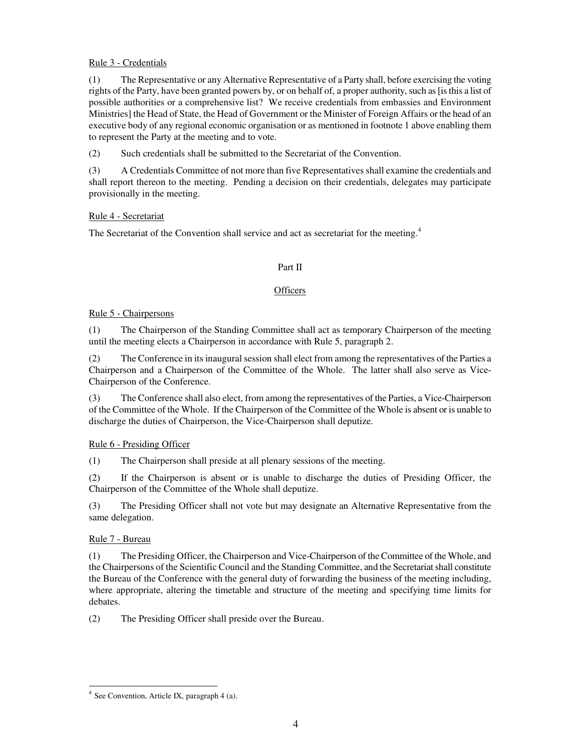Rule 3 - Credentials

(1) The Representative or any Alternative Representative of a Party shall, before exercising the voting rights of the Party, have been granted powers by, or on behalf of, a proper authority, such as [is this a list of possible authorities or a comprehensive list? We receive credentials from embassies and Environment Ministries] the Head of State, the Head of Government or the Minister of Foreign Affairs or the head of an executive body of any regional economic organisation or as mentioned in footnote 1 above enabling them to represent the Party at the meeting and to vote.

(2) Such credentials shall be submitted to the Secretariat of the Convention.

(3) A Credentials Committee of not more than five Representatives shall examine the credentials and shall report thereon to the meeting. Pending a decision on their credentials, delegates may participate provisionally in the meeting.

Rule 4 - Secretariat

The Secretariat of the Convention shall service and act as secretariat for the meeting.[4]

## Part II

## Officers

Rule 5 - Chairpersons

(1) The Chairperson of the Standing Committee shall act as temporary Chairperson of the meeting until the meeting elects a Chairperson in accordance with Rule 5, paragraph 2.

(2) The Conference in its inaugural session shall elect from among the representatives of the Parties a Chairperson and a Chairperson of the Committee of the Whole. The latter shall also serve as Vice-Chairperson of the Conference.

(3) The Conference shall also elect, from among the representatives of the Parties, a Vice-Chairperson of the Committee of the Whole. If the Chairperson of the Committee of the Whole is absent or is unable to discharge the duties of Chairperson, the Vice-Chairperson shall deputize.

Rule 6 - Presiding Officer

(1) The Chairperson shall preside at all plenary sessions of the meeting.

(2) If the Chairperson is absent or is unable to discharge the duties of Presiding Officer, the Chairperson of the Committee of the Whole shall deputize.

(3) The Presiding Officer shall not vote but may designate an Alternative Representative from the same delegation.

Rule 7 - Bureau

(1) The Presiding Officer, the Chairperson and Vice-Chairperson of the Committee of the Whole, and the Chairpersons of the Scientific Council and the Standing Committee, and the Secretariat shall constitute the Bureau of the Conference with the general duty of forwarding the business of the meeting including, where appropriate, altering the timetable and structure of the meeting and specifying time limits for debates.

(2) The Presiding Officer shall preside over the Bureau.

---

[4] See Convention, Article IX, paragraph 4 (a).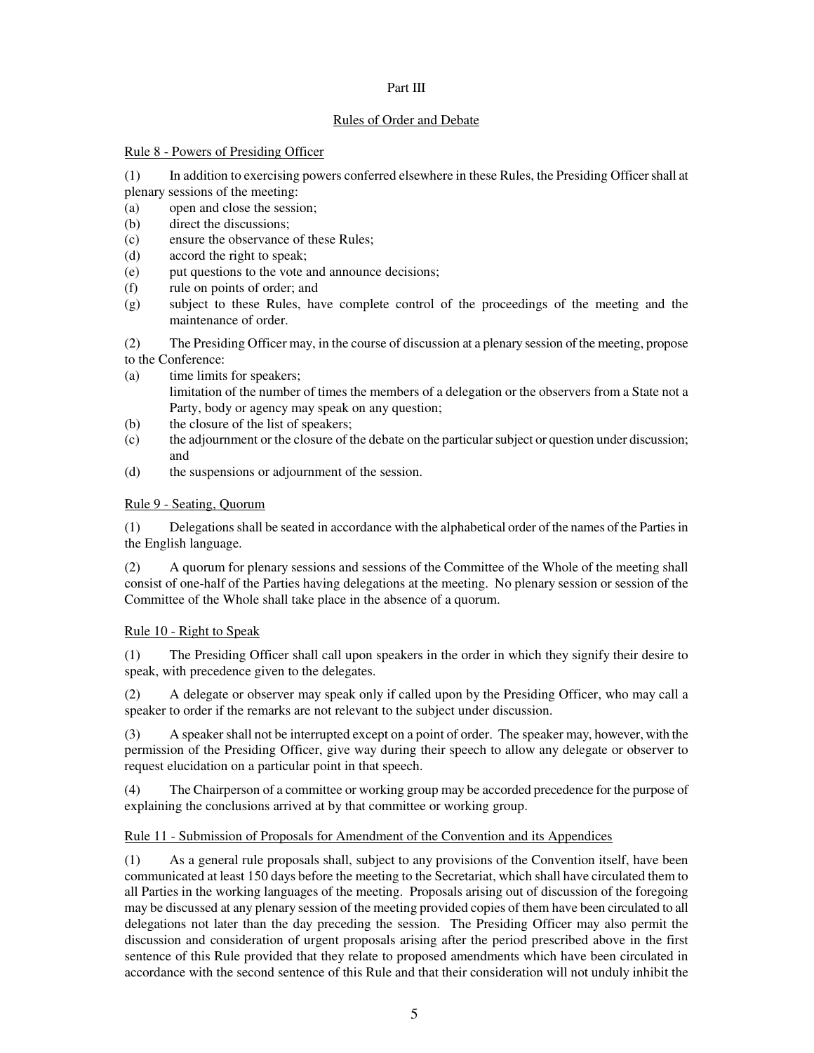Part III

Rules of Order and Debate

Rule 8 - Powers of Presiding Officer

(1) In addition to exercising powers conferred elsewhere in these Rules, the Presiding Officer shall at plenary sessions of the meeting:

(a) open and close the session;
(b) direct the discussions;
(c) ensure the observance of these Rules;
(d) accord the right to speak;
(e) put questions to the vote and announce decisions;
(f) rule on points of order; and
(g) subject to these Rules, have complete control of the proceedings of the meeting and the maintenance of order.

(2) The Presiding Officer may, in the course of discussion at a plenary session of the meeting, propose to the Conference:

(a) time limits for speakers;
limitation of the number of times the members of a delegation or the observers from a State not a Party, body or agency may speak on any question;
(b) the closure of the list of speakers;
(c) the adjournment or the closure of the debate on the particular subject or question under discussion; and
(d) the suspensions or adjournment of the session.

Rule 9 - Seating, Quorum

(1) Delegations shall be seated in accordance with the alphabetical order of the names of the Parties in the English language.

(2) A quorum for plenary sessions and sessions of the Committee of the Whole of the meeting shall consist of one-half of the Parties having delegations at the meeting. No plenary session or session of the Committee of the Whole shall take place in the absence of a quorum.

Rule 10 - Right to Speak

(1) The Presiding Officer shall call upon speakers in the order in which they signify their desire to speak, with precedence given to the delegates.

(2) A delegate or observer may speak only if called upon by the Presiding Officer, who may call a speaker to order if the remarks are not relevant to the subject under discussion.

(3) A speaker shall not be interrupted except on a point of order. The speaker may, however, with the permission of the Presiding Officer, give way during their speech to allow any delegate or observer to request elucidation on a particular point in that speech.

(4) The Chairperson of a committee or working group may be accorded precedence for the purpose of explaining the conclusions arrived at by that committee or working group.

Rule 11 - Submission of Proposals for Amendment of the Convention and its Appendices

(1) As a general rule proposals shall, subject to any provisions of the Convention itself, have been communicated at least 150 days before the meeting to the Secretariat, which shall have circulated them to all Parties in the working languages of the meeting. Proposals arising out of discussion of the foregoing may be discussed at any plenary session of the meeting provided copies of them have been circulated to all delegations not later than the day preceding the session. The Presiding Officer may also permit the discussion and consideration of urgent proposals arising after the period prescribed above in the first sentence of this Rule provided that they relate to proposed amendments which have been circulated in accordance with the second sentence of this Rule and that their consideration will not unduly inhibit the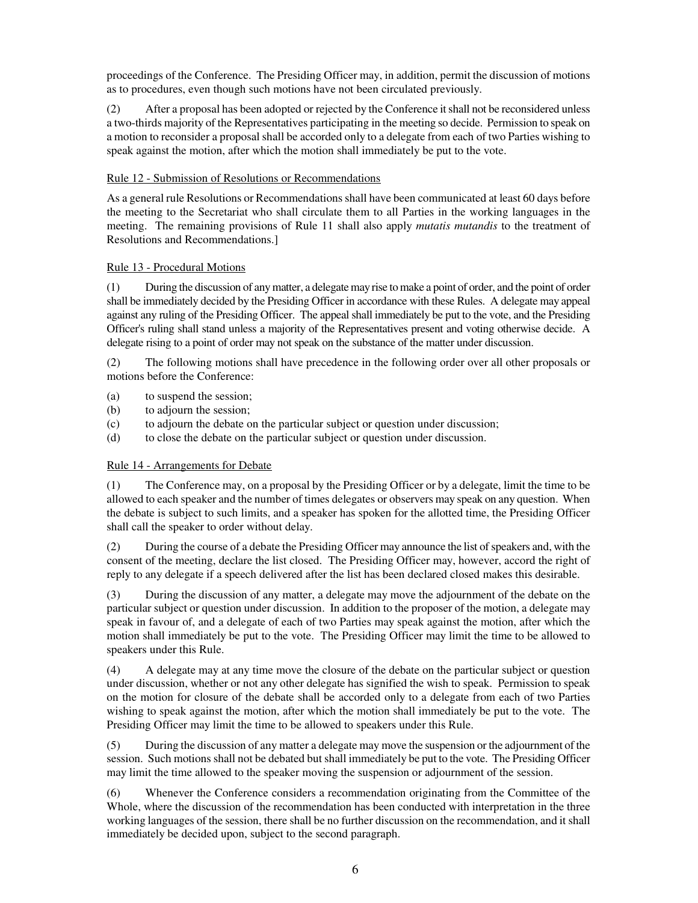proceedings of the Conference. The Presiding Officer may, in addition, permit the discussion of motions as to procedures, even though such motions have not been circulated previously.

(2) After a proposal has been adopted or rejected by the Conference it shall not be reconsidered unless a two-thirds majority of the Representatives participating in the meeting so decide. Permission to speak on a motion to reconsider a proposal shall be accorded only to a delegate from each of two Parties wishing to speak against the motion, after which the motion shall immediately be put to the vote.

Rule 12 - Submission of Resolutions or Recommendations

As a general rule Resolutions or Recommendations shall have been communicated at least 60 days before the meeting to the Secretariat who shall circulate them to all Parties in the working languages in the meeting. The remaining provisions of Rule 11 shall also apply *mutatis mutandis* to the treatment of Resolutions and Recommendations.]

Rule 13 - Procedural Motions

(1) During the discussion of any matter, a delegate may rise to make a point of order, and the point of order shall be immediately decided by the Presiding Officer in accordance with these Rules. A delegate may appeal against any ruling of the Presiding Officer. The appeal shall immediately be put to the vote, and the Presiding Officer's ruling shall stand unless a majority of the Representatives present and voting otherwise decide. A delegate rising to a point of order may not speak on the substance of the matter under discussion.

(2) The following motions shall have precedence in the following order over all other proposals or motions before the Conference:

(a) to suspend the session;
(b) to adjourn the session;
(c) to adjourn the debate on the particular subject or question under discussion;
(d) to close the debate on the particular subject or question under discussion.

Rule 14 - Arrangements for Debate

(1) The Conference may, on a proposal by the Presiding Officer or by a delegate, limit the time to be allowed to each speaker and the number of times delegates or observers may speak on any question. When the debate is subject to such limits, and a speaker has spoken for the allotted time, the Presiding Officer shall call the speaker to order without delay.

(2) During the course of a debate the Presiding Officer may announce the list of speakers and, with the consent of the meeting, declare the list closed. The Presiding Officer may, however, accord the right of reply to any delegate if a speech delivered after the list has been declared closed makes this desirable.

(3) During the discussion of any matter, a delegate may move the adjournment of the debate on the particular subject or question under discussion. In addition to the proposer of the motion, a delegate may speak in favour of, and a delegate of each of two Parties may speak against the motion, after which the motion shall immediately be put to the vote. The Presiding Officer may limit the time to be allowed to speakers under this Rule.

(4) A delegate may at any time move the closure of the debate on the particular subject or question under discussion, whether or not any other delegate has signified the wish to speak. Permission to speak on the motion for closure of the debate shall be accorded only to a delegate from each of two Parties wishing to speak against the motion, after which the motion shall immediately be put to the vote. The Presiding Officer may limit the time to be allowed to speakers under this Rule.

(5) During the discussion of any matter a delegate may move the suspension or the adjournment of the session. Such motions shall not be debated but shall immediately be put to the vote. The Presiding Officer may limit the time allowed to the speaker moving the suspension or adjournment of the session.

(6) Whenever the Conference considers a recommendation originating from the Committee of the Whole, where the discussion of the recommendation has been conducted with interpretation in the three working languages of the session, there shall be no further discussion on the recommendation, and it shall immediately be decided upon, subject to the second paragraph.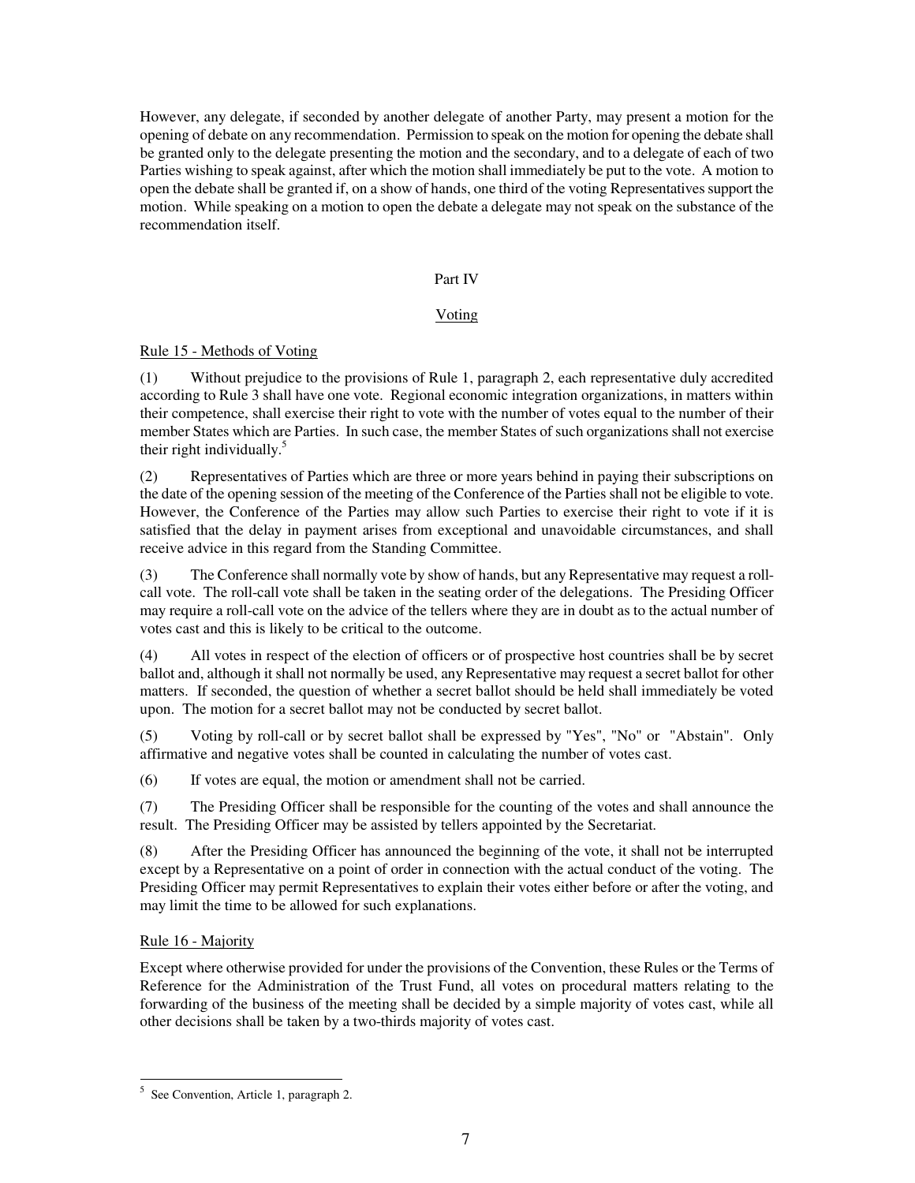However, any delegate, if seconded by another delegate of another Party, may present a motion for the opening of debate on any recommendation. Permission to speak on the motion for opening the debate shall be granted only to the delegate presenting the motion and the secondary, and to a delegate of each of two Parties wishing to speak against, after which the motion shall immediately be put to the vote. A motion to open the debate shall be granted if, on a show of hands, one third of the voting Representatives support the motion. While speaking on a motion to open the debate a delegate may not speak on the substance of the recommendation itself.

## Part IV

## Voting

### Rule 15 - Methods of Voting

(1) Without prejudice to the provisions of Rule 1, paragraph 2, each representative duly accredited according to Rule 3 shall have one vote. Regional economic integration organizations, in matters within their competence, shall exercise their right to vote with the number of votes equal to the number of their member States which are Parties. In such case, the member States of such organizations shall not exercise their right individually.[5]

(2) Representatives of Parties which are three or more years behind in paying their subscriptions on the date of the opening session of the meeting of the Conference of the Parties shall not be eligible to vote. However, the Conference of the Parties may allow such Parties to exercise their right to vote if it is satisfied that the delay in payment arises from exceptional and unavoidable circumstances, and shall receive advice in this regard from the Standing Committee.

(3) The Conference shall normally vote by show of hands, but any Representative may request a roll-call vote. The roll-call vote shall be taken in the seating order of the delegations. The Presiding Officer may require a roll-call vote on the advice of the tellers where they are in doubt as to the actual number of votes cast and this is likely to be critical to the outcome.

(4) All votes in respect of the election of officers or of prospective host countries shall be by secret ballot and, although it shall not normally be used, any Representative may request a secret ballot for other matters. If seconded, the question of whether a secret ballot should be held shall immediately be voted upon. The motion for a secret ballot may not be conducted by secret ballot.

(5) Voting by roll-call or by secret ballot shall be expressed by "Yes", "No" or "Abstain". Only affirmative and negative votes shall be counted in calculating the number of votes cast.

(6) If votes are equal, the motion or amendment shall not be carried.

(7) The Presiding Officer shall be responsible for the counting of the votes and shall announce the result. The Presiding Officer may be assisted by tellers appointed by the Secretariat.

(8) After the Presiding Officer has announced the beginning of the vote, it shall not be interrupted except by a Representative on a point of order in connection with the actual conduct of the voting. The Presiding Officer may permit Representatives to explain their votes either before or after the voting, and may limit the time to be allowed for such explanations.

### Rule 16 - Majority

Except where otherwise provided for under the provisions of the Convention, these Rules or the Terms of Reference for the Administration of the Trust Fund, all votes on procedural matters relating to the forwarding of the business of the meeting shall be decided by a simple majority of votes cast, while all other decisions shall be taken by a two-thirds majority of votes cast.

---

[5] See Convention, Article 1, paragraph 2.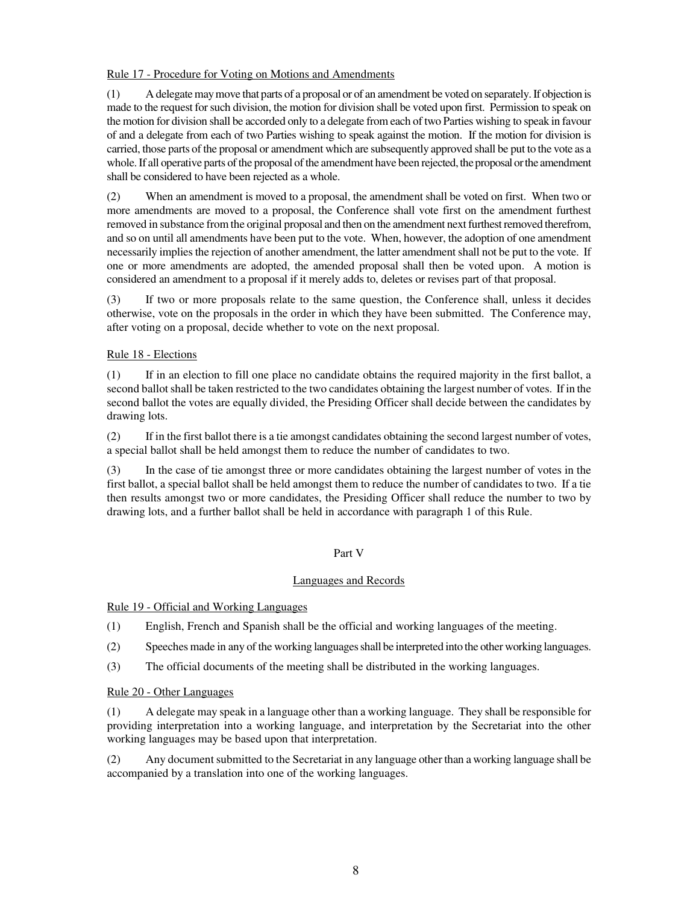Rule 17 - Procedure for Voting on Motions and Amendments

(1) A delegate may move that parts of a proposal or of an amendment be voted on separately. If objection is made to the request for such division, the motion for division shall be voted upon first. Permission to speak on the motion for division shall be accorded only to a delegate from each of two Parties wishing to speak in favour of and a delegate from each of two Parties wishing to speak against the motion. If the motion for division is carried, those parts of the proposal or amendment which are subsequently approved shall be put to the vote as a whole. If all operative parts of the proposal of the amendment have been rejected, the proposal or the amendment shall be considered to have been rejected as a whole.

(2) When an amendment is moved to a proposal, the amendment shall be voted on first. When two or more amendments are moved to a proposal, the Conference shall vote first on the amendment furthest removed in substance from the original proposal and then on the amendment next furthest removed therefrom, and so on until all amendments have been put to the vote. When, however, the adoption of one amendment necessarily implies the rejection of another amendment, the latter amendment shall not be put to the vote. If one or more amendments are adopted, the amended proposal shall then be voted upon. A motion is considered an amendment to a proposal if it merely adds to, deletes or revises part of that proposal.

(3) If two or more proposals relate to the same question, the Conference shall, unless it decides otherwise, vote on the proposals in the order in which they have been submitted. The Conference may, after voting on a proposal, decide whether to vote on the next proposal.

Rule 18 - Elections

(1) If in an election to fill one place no candidate obtains the required majority in the first ballot, a second ballot shall be taken restricted to the two candidates obtaining the largest number of votes. If in the second ballot the votes are equally divided, the Presiding Officer shall decide between the candidates by drawing lots.

(2) If in the first ballot there is a tie amongst candidates obtaining the second largest number of votes, a special ballot shall be held amongst them to reduce the number of candidates to two.

(3) In the case of tie amongst three or more candidates obtaining the largest number of votes in the first ballot, a special ballot shall be held amongst them to reduce the number of candidates to two. If a tie then results amongst two or more candidates, the Presiding Officer shall reduce the number to two by drawing lots, and a further ballot shall be held in accordance with paragraph 1 of this Rule.

## Part V

## Languages and Records

Rule 19 - Official and Working Languages

(1) English, French and Spanish shall be the official and working languages of the meeting.

(2) Speeches made in any of the working languages shall be interpreted into the other working languages.

(3) The official documents of the meeting shall be distributed in the working languages.

Rule 20 - Other Languages

(1) A delegate may speak in a language other than a working language. They shall be responsible for providing interpretation into a working language, and interpretation by the Secretariat into the other working languages may be based upon that interpretation.

(2) Any document submitted to the Secretariat in any language other than a working language shall be accompanied by a translation into one of the working languages.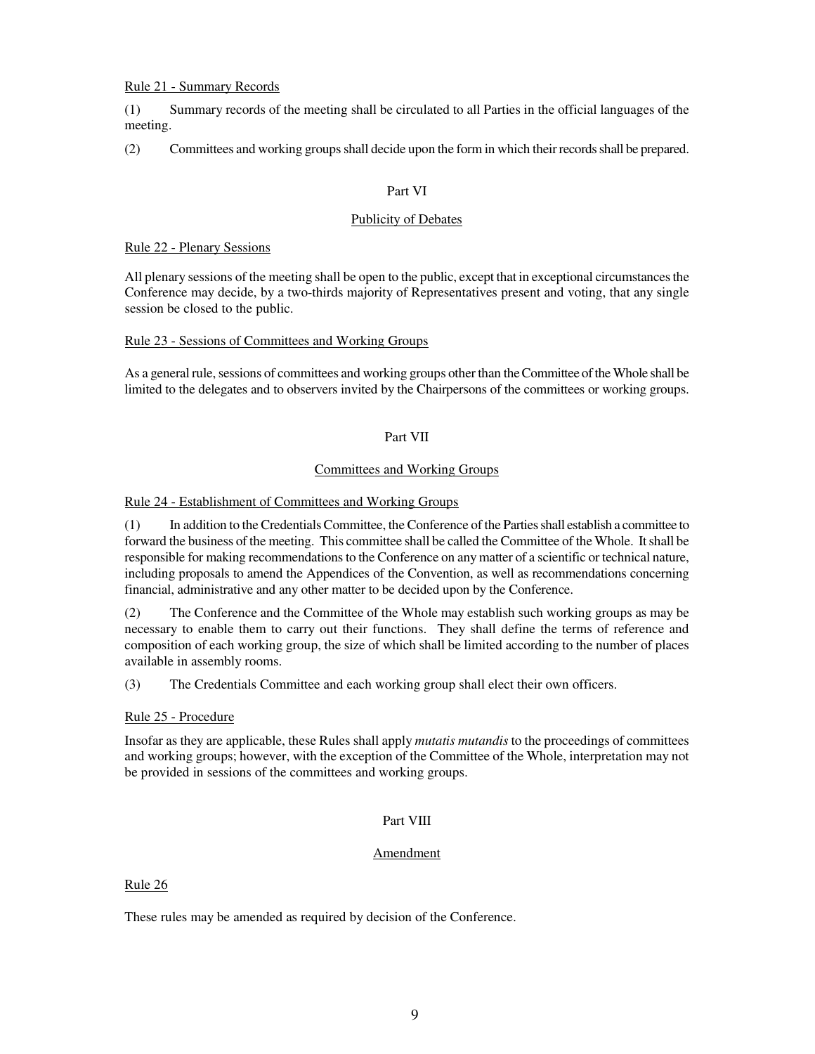Rule 21 - Summary Records

(1) Summary records of the meeting shall be circulated to all Parties in the official languages of the meeting.

(2) Committees and working groups shall decide upon the form in which their records shall be prepared.

## Part VI

## Publicity of Debates

Rule 22 - Plenary Sessions

All plenary sessions of the meeting shall be open to the public, except that in exceptional circumstances the Conference may decide, by a two-thirds majority of Representatives present and voting, that any single session be closed to the public.

Rule 23 - Sessions of Committees and Working Groups

As a general rule, sessions of committees and working groups other than the Committee of the Whole shall be limited to the delegates and to observers invited by the Chairpersons of the committees or working groups.

## Part VII

## Committees and Working Groups

Rule 24 - Establishment of Committees and Working Groups

(1) In addition to the Credentials Committee, the Conference of the Parties shall establish a committee to forward the business of the meeting. This committee shall be called the Committee of the Whole. It shall be responsible for making recommendations to the Conference on any matter of a scientific or technical nature, including proposals to amend the Appendices of the Convention, as well as recommendations concerning financial, administrative and any other matter to be decided upon by the Conference.

(2) The Conference and the Committee of the Whole may establish such working groups as may be necessary to enable them to carry out their functions. They shall define the terms of reference and composition of each working group, the size of which shall be limited according to the number of places available in assembly rooms.

(3) The Credentials Committee and each working group shall elect their own officers.

Rule 25 - Procedure

Insofar as they are applicable, these Rules shall apply *mutatis mutandis* to the proceedings of committees and working groups; however, with the exception of the Committee of the Whole, interpretation may not be provided in sessions of the committees and working groups.

## Part VIII

## Amendment

Rule 26

These rules may be amended as required by decision of the Conference.